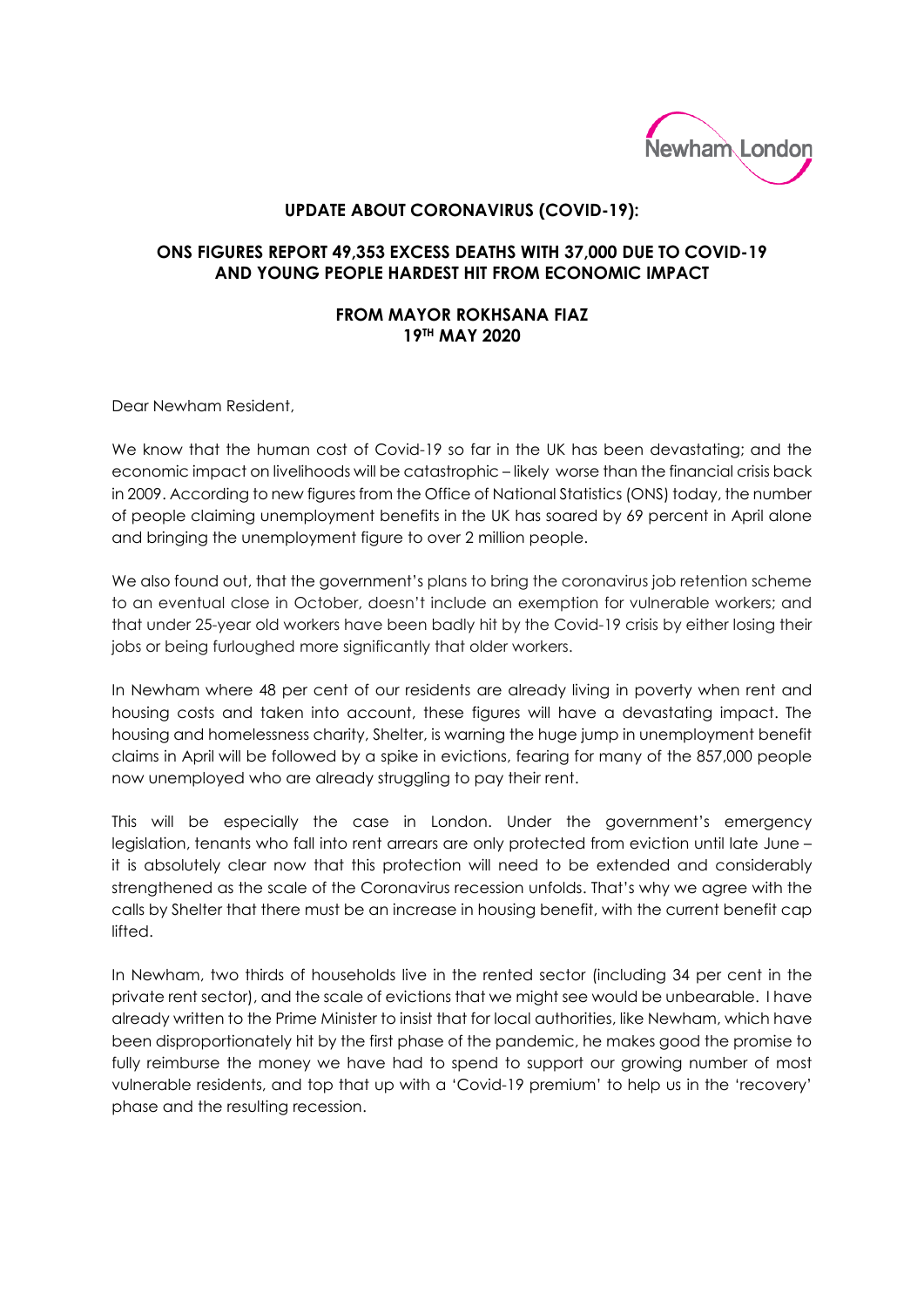Newham London

## UPDATE ABOUT CORONAVIRUS (COVID-19):

## ONS FIGURES REPORT 49,353 EXCESS DEATHS WITH 37,000 DUE TO COVID-19 AND YOUNG PEOPLE HARDEST HIT FROM ECONOMIC IMPACT

### FROM MAYOR ROKHSANA FIAZ
### 19TH MAY 2020

Dear Newham Resident,

We know that the human cost of Covid-19 so far in the UK has been devastating; and the economic impact on livelihoods will be catastrophic – likely worse than the financial crisis back in 2009. According to new figures from the Office of National Statistics (ONS) today, the number of people claiming unemployment benefits in the UK has soared by 69 percent in April alone and bringing the unemployment figure to over 2 million people.

We also found out, that the government's plans to bring the coronavirus job retention scheme to an eventual close in October, doesn't include an exemption for vulnerable workers; and that under 25-year old workers have been badly hit by the Covid-19 crisis by either losing their jobs or being furloughed more significantly that older workers.

In Newham where 48 per cent of our residents are already living in poverty when rent and housing costs and taken into account, these figures will have a devastating impact. The housing and homelessness charity, Shelter, is warning the huge jump in unemployment benefit claims in April will be followed by a spike in evictions, fearing for many of the 857,000 people now unemployed who are already struggling to pay their rent.

This will be especially the case in London. Under the government's emergency legislation, tenants who fall into rent arrears are only protected from eviction until late June – it is absolutely clear now that this protection will need to be extended and considerably strengthened as the scale of the Coronavirus recession unfolds. That's why we agree with the calls by Shelter that there must be an increase in housing benefit, with the current benefit cap lifted.

In Newham, two thirds of households live in the rented sector (including 34 per cent in the private rent sector), and the scale of evictions that we might see would be unbearable. I have already written to the Prime Minister to insist that for local authorities, like Newham, which have been disproportionately hit by the first phase of the pandemic, he makes good the promise to fully reimburse the money we have had to spend to support our growing number of most vulnerable residents, and top that up with a 'Covid-19 premium' to help us in the 'recovery' phase and the resulting recession.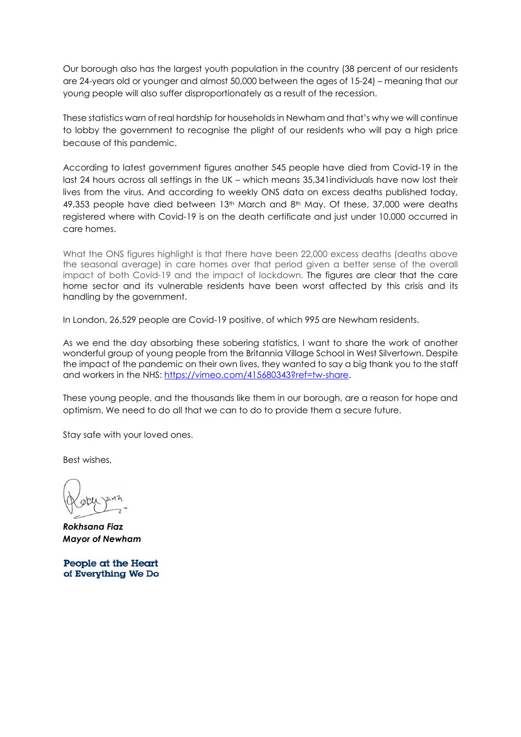Our borough also has the largest youth population in the country (38 percent of our residents are 24-years old or younger and almost 50,000 between the ages of 15-24) – meaning that our young people will also suffer disproportionately as a result of the recession.

These statistics warn of real hardship for households in Newham and that's why we will continue to lobby the government to recognise the plight of our residents who will pay a high price because of this pandemic.

According to latest government figures another 545 people have died from Covid-19 in the last 24 hours across all settings in the UK – which means 35,341individuals have now lost their lives from the virus. And according to weekly ONS data on excess deaths published today, 49,353 people have died between 13th March and 8th May. Of these, 37,000 were deaths registered where with Covid-19 is on the death certificate and just under 10,000 occurred in care homes.

What the ONS figures highlight is that there have been 22,000 excess deaths (deaths above the seasonal average) in care homes over that period given a better sense of the overall impact of both Covid-19 and the impact of lockdown. The figures are clear that the care home sector and its vulnerable residents have been worst affected by this crisis and its handling by the government.

In London, 26,529 people are Covid-19 positive, of which 995 are Newham residents.

As we end the day absorbing these sobering statistics, I want to share the work of another wonderful group of young people from the Britannia Village School in West Silvertown. Despite the impact of the pandemic on their own lives, they wanted to say a big thank you to the staff and workers in the NHS: https://vimeo.com/415680343?ref=tw-share.

These young people, and the thousands like them in our borough, are a reason for hope and optimism. We need to do all that we can to do to provide them a secure future.

Stay safe with your loved ones.

Best wishes,

***Rokhsana Fiaz***
***Mayor of Newham***

**People at the Heart of Everything We Do**